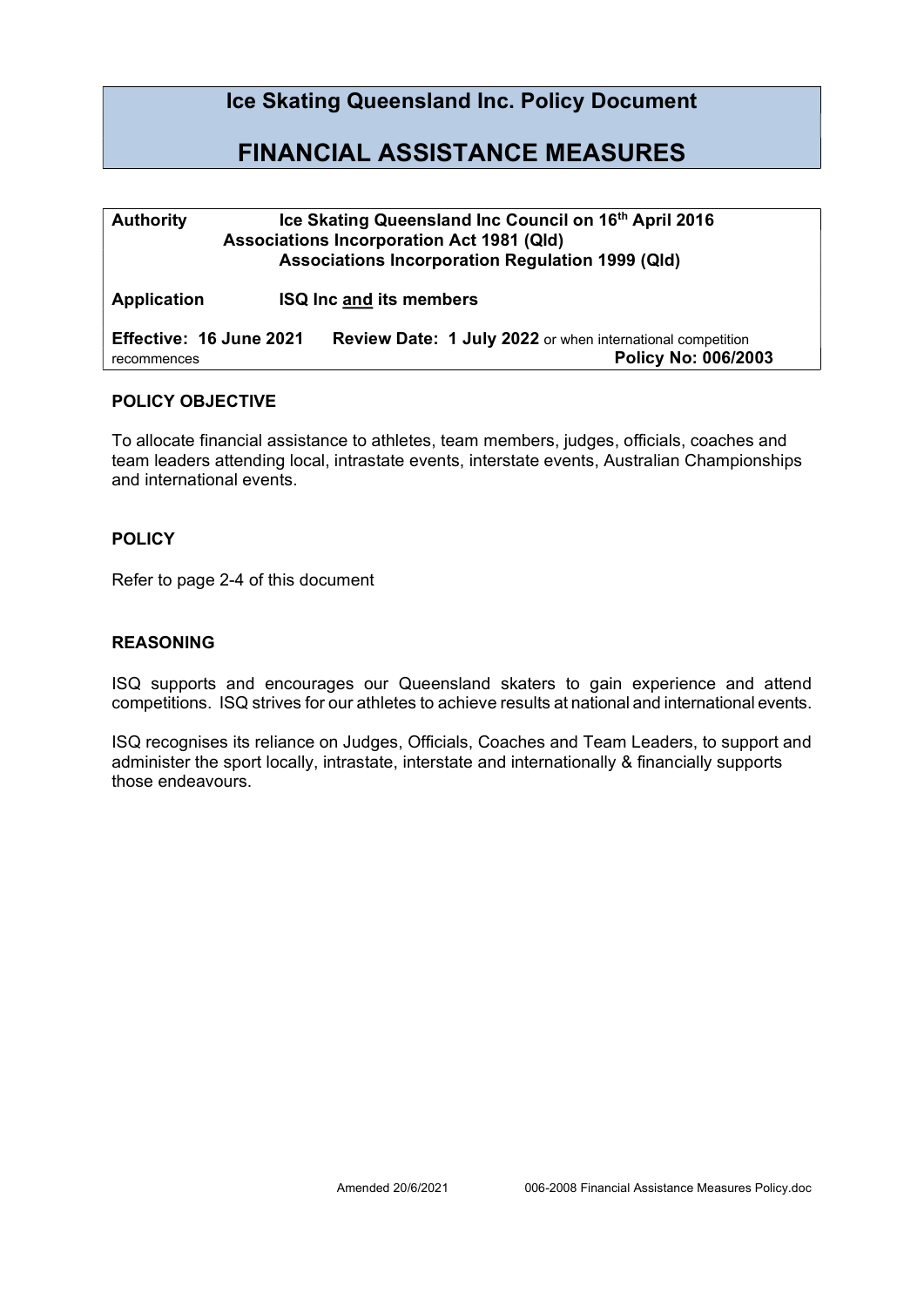# Ice Skating Queensland Inc. Policy Document

# FINANCIAL ASSISTANCE MEASURES

**Authority** **Ice Skating Queensland Inc Council on 16th April 2016**
**Associations Incorporation Act 1981 (Qld)**
**Associations Incorporation Regulation 1999 (Qld)**

**Application** **ISQ Inc and its members**

**Effective: 16 June 2021** **Review Date: 1 July 2022** or when international competition recommences **Policy No: 006/2003**

## POLICY OBJECTIVE

To allocate financial assistance to athletes, team members, judges, officials, coaches and team leaders attending local, intrastate events, interstate events, Australian Championships and international events.

## POLICY

Refer to page 2-4 of this document

## REASONING

ISQ supports and encourages our Queensland skaters to gain experience and attend competitions. ISQ strives for our athletes to achieve results at national and international events.

ISQ recognises its reliance on Judges, Officials, Coaches and Team Leaders, to support and administer the sport locally, intrastate, interstate and internationally & financially supports those endeavours.

Amended 20/6/2021 006-2008 Financial Assistance Measures Policy.doc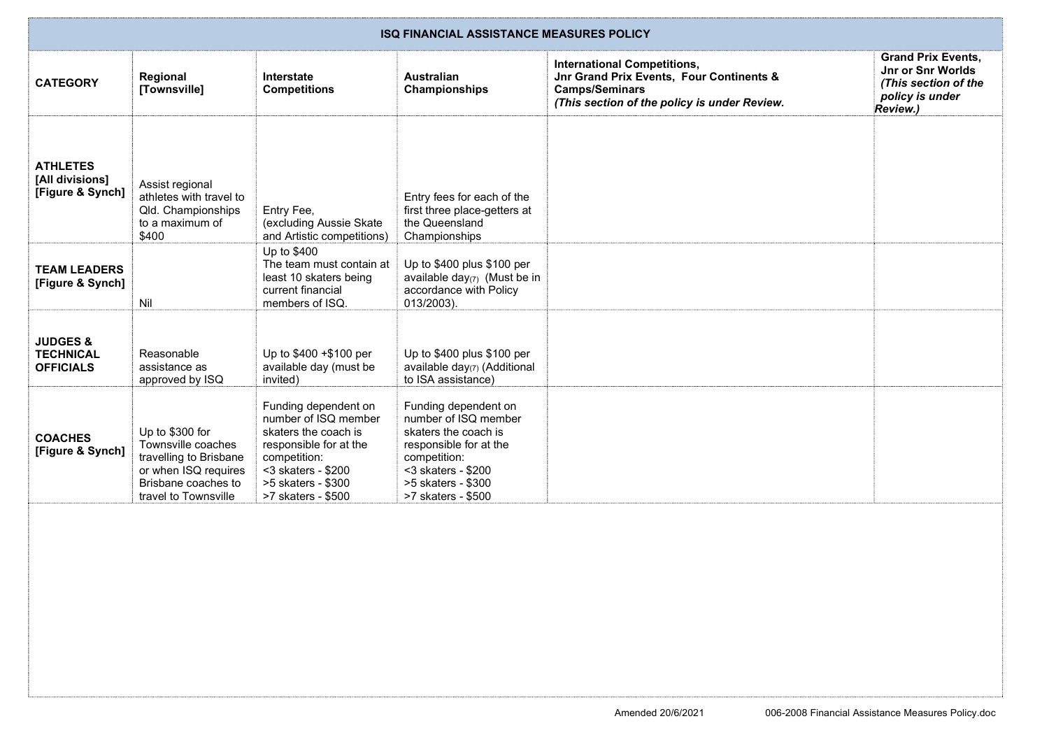| ISQ FINANCIAL ASSISTANCE MEASURES POLICY | | | | | |
|---|---|---|---|---|---|
| **CATEGORY** | **Regional [Townsville]** | **Interstate Competitions** | **Australian Championships** | **International Competitions, Jnr Grand Prix Events, Four Continents & Camps/Seminars** ***(This section of the policy is under Review.*** | **Grand Prix Events, Jnr or Snr Worlds** ***(This section of the policy is under Review.)*** |
| **ATHLETES [All divisions] [Figure & Synch]** | Assist regional athletes with travel to Qld. Championships to a maximum of $400 | Entry Fee, (excluding Aussie Skate and Artistic competitions) | Entry fees for each of the first three place-getters at the Queensland Championships | | |
| **TEAM LEADERS [Figure & Synch]** | Nil | Up to $400 The team must contain at least 10 skaters being current financial members of ISQ. | Up to $400 plus $100 per available day(7) (Must be in accordance with Policy 013/2003). | | |
| **JUDGES & TECHNICAL OFFICIALS** | Reasonable assistance as approved by ISQ | Up to $400 +$100 per available day (must be invited) | Up to $400 plus $100 per available day(7) (Additional to ISA assistance) | | |
| **COACHES [Figure & Synch]** | Up to $300 for Townsville coaches travelling to Brisbane or when ISQ requires Brisbane coaches to travel to Townsville | Funding dependent on number of ISQ member skaters the coach is responsible for at the competition: <3 skaters - $200 >5 skaters - $300 >7 skaters - $500 | Funding dependent on number of ISQ member skaters the coach is responsible for at the competition: <3 skaters - $200 >5 skaters - $300 >7 skaters - $500 | | |

Amended 20/6/2021 006-2008 Financial Assistance Measures Policy.doc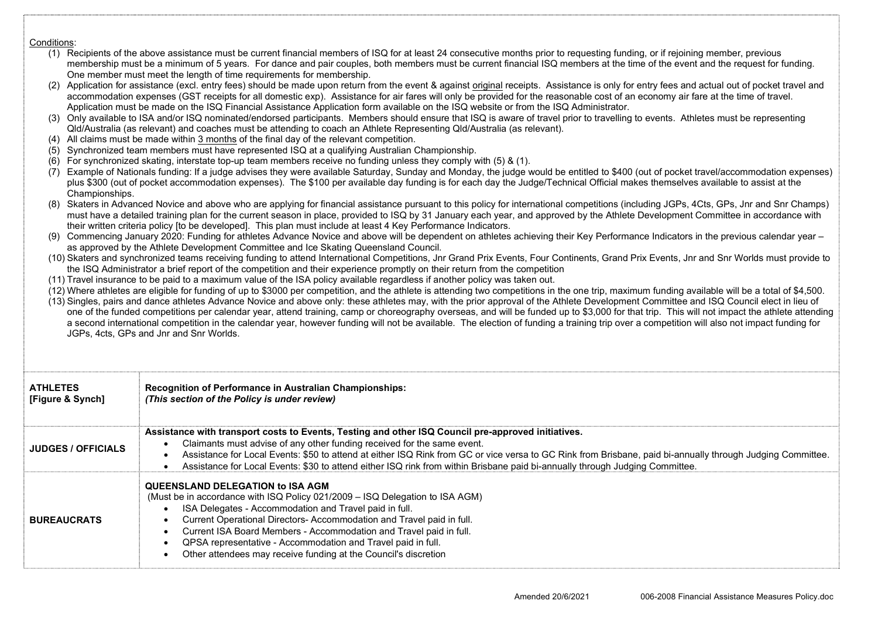Conditions:

(1) Recipients of the above assistance must be current financial members of ISQ for at least 24 consecutive months prior to requesting funding, or if rejoining member, previous membership must be a minimum of 5 years. For dance and pair couples, both members must be current financial ISQ members at the time of the event and the request for funding. One member must meet the length of time requirements for membership.
(2) Application for assistance (excl. entry fees) should be made upon return from the event & against original receipts. Assistance is only for entry fees and actual out of pocket travel and accommodation expenses (GST receipts for all domestic exp). Assistance for air fares will only be provided for the reasonable cost of an economy air fare at the time of travel. Application must be made on the ISQ Financial Assistance Application form available on the ISQ website or from the ISQ Administrator.
(3) Only available to ISA and/or ISQ nominated/endorsed participants. Members should ensure that ISQ is aware of travel prior to travelling to events. Athletes must be representing Qld/Australia (as relevant) and coaches must be attending to coach an Athlete Representing Qld/Australia (as relevant).
(4) All claims must be made within 3 months of the final day of the relevant competition.
(5) Synchronized team members must have represented ISQ at a qualifying Australian Championship.
(6) For synchronized skating, interstate top-up team members receive no funding unless they comply with (5) & (1).
(7) Example of Nationals funding: If a judge advises they were available Saturday, Sunday and Monday, the judge would be entitled to $400 (out of pocket travel/accommodation expenses) plus $300 (out of pocket accommodation expenses). The $100 per available day funding is for each day the Judge/Technical Official makes themselves available to assist at the Championships.
(8) Skaters in Advanced Novice and above who are applying for financial assistance pursuant to this policy for international competitions (including JGPs, 4Cts, GPs, Jnr and Snr Champs) must have a detailed training plan for the current season in place, provided to ISQ by 31 January each year, and approved by the Athlete Development Committee in accordance with their written criteria policy [to be developed]. This plan must include at least 4 Key Performance Indicators.
(9) Commencing January 2020: Funding for athletes Advance Novice and above will be dependent on athletes achieving their Key Performance Indicators in the previous calendar year – as approved by the Athlete Development Committee and Ice Skating Queensland Council.
(10) Skaters and synchronized teams receiving funding to attend International Competitions, Jnr Grand Prix Events, Four Continents, Grand Prix Events, Jnr and Snr Worlds must provide to the ISQ Administrator a brief report of the competition and their experience promptly on their return from the competition
(11) Travel insurance to be paid to a maximum value of the ISA policy available regardless if another policy was taken out.
(12) Where athletes are eligible for funding of up to $3000 per competition, and the athlete is attending two competitions in the one trip, maximum funding available will be a total of $4,500.
(13) Singles, pairs and dance athletes Advance Novice and above only: these athletes may, with the prior approval of the Athlete Development Committee and ISQ Council elect in lieu of one of the funded competitions per calendar year, attend training, camp or choreography overseas, and will be funded up to $3,000 for that trip. This will not impact the athlete attending a second international competition in the calendar year, however funding will not be available. The election of funding a training trip over a competition will also not impact funding for JGPs, 4cts, GPs and Jnr and Snr Worlds.

| | |
|---|---|
| **ATHLETES [Figure & Synch]** | **Recognition of Performance in Australian Championships:** *(This section of the Policy is under review)* |
| **JUDGES / OFFICIALS** | **Assistance with transport costs to Events, Testing and other ISQ Council pre-approved initiatives.** • Claimants must advise of any other funding received for the same event. • Assistance for Local Events: $50 to attend at either ISQ Rink from GC or vice versa to GC Rink from Brisbane, paid bi-annually through Judging Committee. • Assistance for Local Events: $30 to attend either ISQ rink from within Brisbane paid bi-annually through Judging Committee. |
| **BUREAUCRATS** | **QUEENSLAND DELEGATION to ISA AGM** (Must be in accordance with ISQ Policy 021/2009 – ISQ Delegation to ISA AGM) • ISA Delegates - Accommodation and Travel paid in full. • Current Operational Directors- Accommodation and Travel paid in full. • Current ISA Board Members - Accommodation and Travel paid in full. • QPSA representative - Accommodation and Travel paid in full. • Other attendees may receive funding at the Council's discretion |

Amended 20/6/2021 006-2008 Financial Assistance Measures Policy.doc